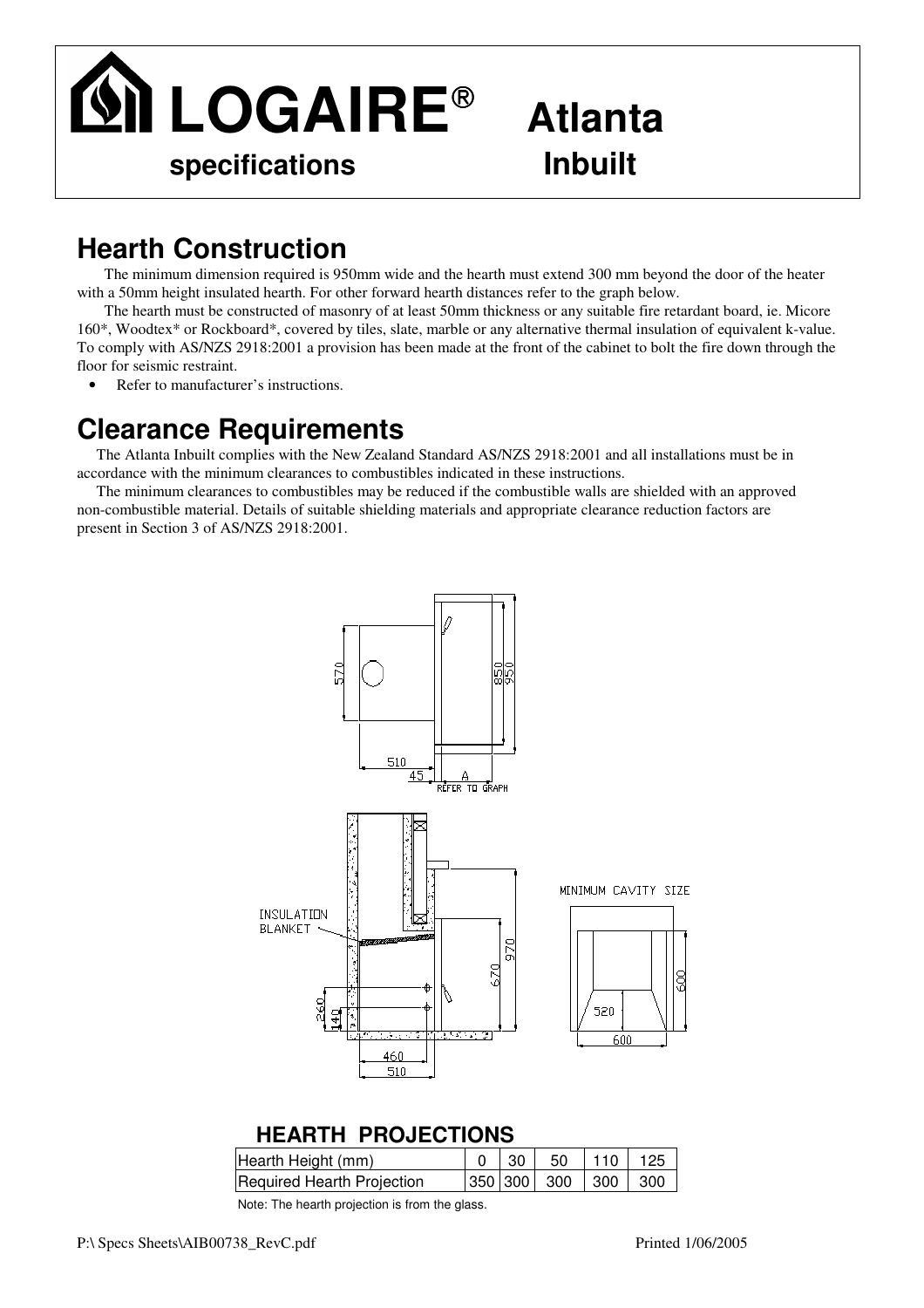# LOGAIRE® Atlanta

**specifications** **Inbuilt**

## Hearth Construction

The minimum dimension required is 950mm wide and the hearth must extend 300 mm beyond the door of the heater with a 50mm height insulated hearth. For other forward hearth distances refer to the graph below.

The hearth must be constructed of masonry of at least 50mm thickness or any suitable fire retardant board, ie. Micore 160*, Woodtex* or Rockboard*, covered by tiles, slate, marble or any alternative thermal insulation of equivalent k-value. To comply with AS/NZS 2918:2001 a provision has been made at the front of the cabinet to bolt the fire down through the floor for seismic restraint.

- Refer to manufacturer's instructions.

## Clearance Requirements

The Atlanta Inbuilt complies with the New Zealand Standard AS/NZS 2918:2001 and all installations must be in accordance with the minimum clearances to combustibles indicated in these instructions.

The minimum clearances to combustibles may be reduced if the combustible walls are shielded with an approved non-combustible material. Details of suitable shielding materials and appropriate clearance reduction factors are present in Section 3 of AS/NZS 2918:2001.

570 850 950 510 45 A REFER TO GRAPH

INSULATION BLANKET 970 670 260 140 460 510

MINIMUM CAVITY SIZE 520 600 600

### HEARTH PROJECTIONS

| Hearth Height (mm) | 0 | 30 | 50 | 110 | 125 |
|---|---|---|---|---|---|
| Required Hearth Projection | 350 | 300 | 300 | 300 | 300 |

Note: The hearth projection is from the glass.

P:\ Specs Sheets\AIB00738_RevC.pdf Printed 1/06/2005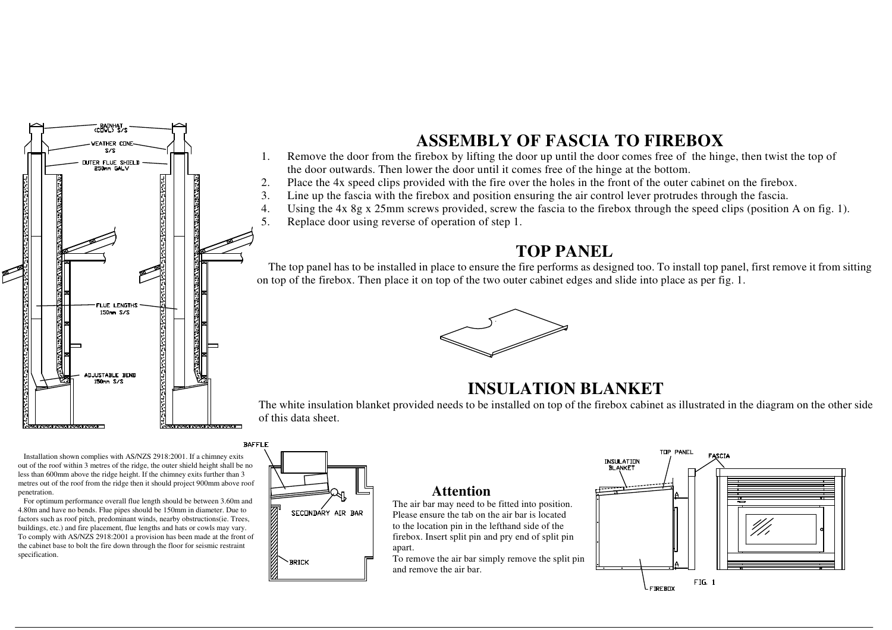## ASSEMBLY OF FASCIA TO FIREBOX

1. Remove the door from the firebox by lifting the door up until the door comes free of the hinge, then twist the top of the door outwards. Then lower the door until it comes free of the hinge at the bottom.
2. Place the 4x speed clips provided with the fire over the holes in the front of the outer cabinet on the firebox.
3. Line up the fascia with the firebox and position ensuring the air control lever protrudes through the fascia.
4. Using the 4x 8g x 25mm screws provided, screw the fascia to the firebox through the speed clips (position A on fig. 1).
5. Replace door using reverse of operation of step 1.

## TOP PANEL

The top panel has to be installed in place to ensure the fire performs as designed too. To install top panel, first remove it from sitting on top of the firebox. Then place it on top of the two outer cabinet edges and slide into place as per fig. 1.

## INSULATION BLANKET

The white insulation blanket provided needs to be installed on top of the firebox cabinet as illustrated in the diagram on the other side of this data sheet.

RAINHAT (COWL) S/S

WEATHER CONE S/S

OUTER FLUE SHIELD 250mm GALV

FLUE LENGTHS 150mm S/S

ADJUSTABLE BEND 150mm S/S

Installation shown complies with AS/NZS 2918:2001. If a chimney exits out of the roof within 3 metres of the ridge, the outer shield height shall be no less than 600mm above the ridge height. If the chimney exits further than 3 metres out of the roof from the ridge then it should project 900mm above roof penetration.

For optimum performance overall flue length should be between 3.60m and 4.80m and have no bends. Flue pipes should be 150mm in diameter. Due to factors such as roof pitch, predominant winds, nearby obstructions(ie. Trees, buildings, etc.) and fire placement, flue lengths and hats or cowls may vary. To comply with AS/NZS 2918:2001 a provision has been made at the front of the cabinet base to bolt the fire down through the floor for seismic restraint specification.

BAFFLE

SECONDARY AIR BAR

BRICK

### Attention

The air bar may need to be fitted into position. Please ensure the tab on the air bar is located to the location pin in the lefthand side of the firebox. Insert split pin and pry end of split pin apart.
To remove the air bar simply remove the split pin and remove the air bar.

INSULATION BLANKET

TOP PANEL

FASCIA

A

A

FIREBOX

FIG. 1